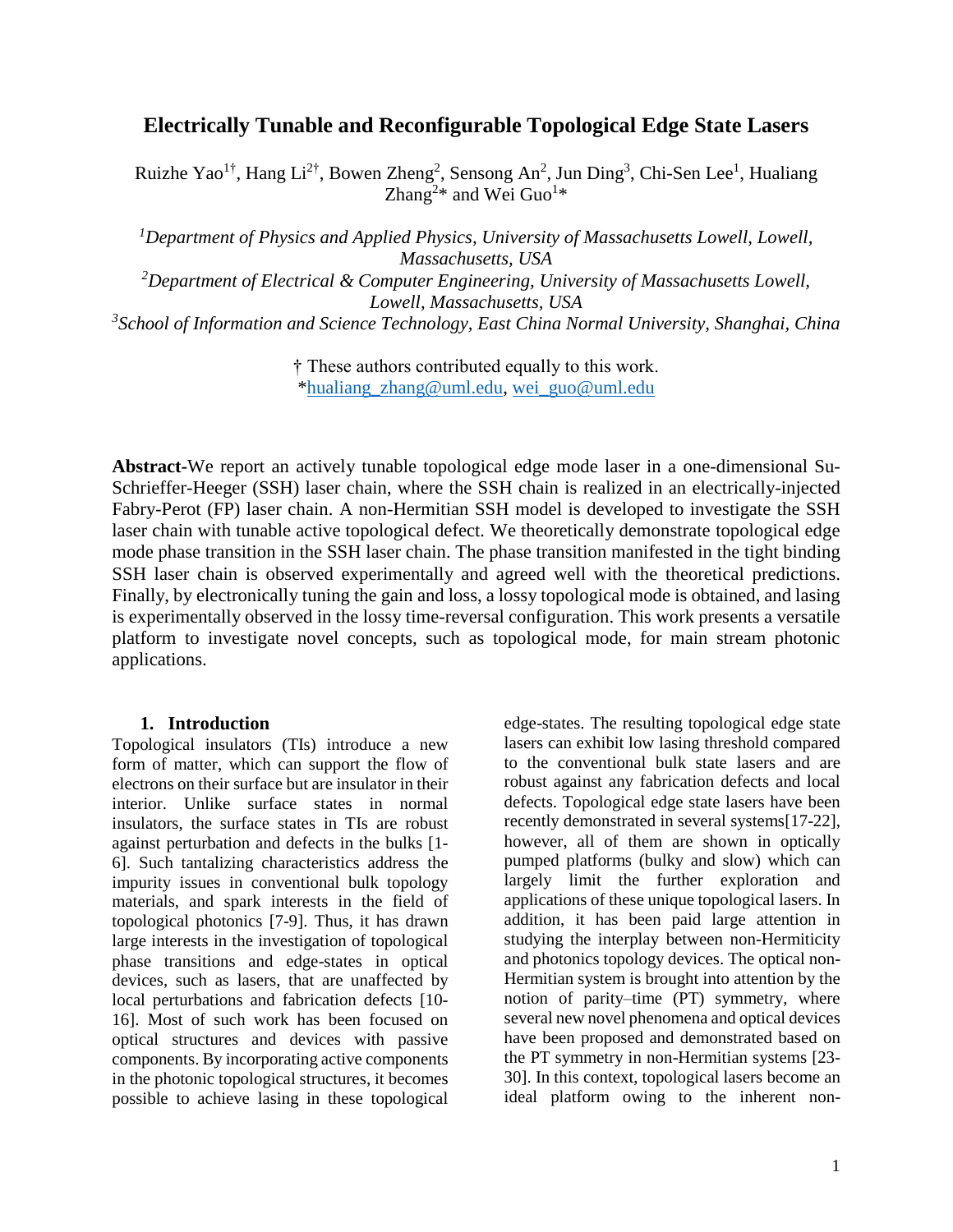# Electrically Tunable and Reconfigurable Topological Edge State Lasers

Ruizhe Yao[1†], Hang Li[2†], Bowen Zheng[2], Sensong An[2], Jun Ding[3], Chi-Sen Lee[1], Hualiang Zhang[2]* and Wei Guo[1]*

[1]*Department of Physics and Applied Physics, University of Massachusetts Lowell, Lowell, Massachusetts, USA*

[2]*Department of Electrical & Computer Engineering, University of Massachusetts Lowell, Lowell, Massachusetts, USA*

[3]*School of Information and Science Technology, East China Normal University, Shanghai, China*

† These authors contributed equally to this work.
*hualiang_zhang@uml.edu, wei_guo@uml.edu

**Abstract**-We report an actively tunable topological edge mode laser in a one-dimensional Su-Schrieffer-Heeger (SSH) laser chain, where the SSH chain is realized in an electrically-injected Fabry-Perot (FP) laser chain. A non-Hermitian SSH model is developed to investigate the SSH laser chain with tunable active topological defect. We theoretically demonstrate topological edge mode phase transition in the SSH laser chain. The phase transition manifested in the tight binding SSH laser chain is observed experimentally and agreed well with the theoretical predictions. Finally, by electronically tuning the gain and loss, a lossy topological mode is obtained, and lasing is experimentally observed in the lossy time-reversal configuration. This work presents a versatile platform to investigate novel concepts, such as topological mode, for main stream photonic applications.

## 1. Introduction

Topological insulators (TIs) introduce a new form of matter, which can support the flow of electrons on their surface but are insulator in their interior. Unlike surface states in normal insulators, the surface states in TIs are robust against perturbation and defects in the bulks [1-6]. Such tantalizing characteristics address the impurity issues in conventional bulk topology materials, and spark interests in the field of topological photonics [7-9]. Thus, it has drawn large interests in the investigation of topological phase transitions and edge-states in optical devices, such as lasers, that are unaffected by local perturbations and fabrication defects [10-16]. Most of such work has been focused on optical structures and devices with passive components. By incorporating active components in the photonic topological structures, it becomes possible to achieve lasing in these topological edge-states. The resulting topological edge state lasers can exhibit low lasing threshold compared to the conventional bulk state lasers and are robust against any fabrication defects and local defects. Topological edge state lasers have been recently demonstrated in several systems[17-22], however, all of them are shown in optically pumped platforms (bulky and slow) which can largely limit the further exploration and applications of these unique topological lasers. In addition, it has been paid large attention in studying the interplay between non-Hermiticity and photonics topology devices. The optical non-Hermitian system is brought into attention by the notion of parity–time (PT) symmetry, where several new novel phenomena and optical devices have been proposed and demonstrated based on the PT symmetry in non-Hermitian systems [23-30]. In this context, topological lasers become an ideal platform owing to the inherent non-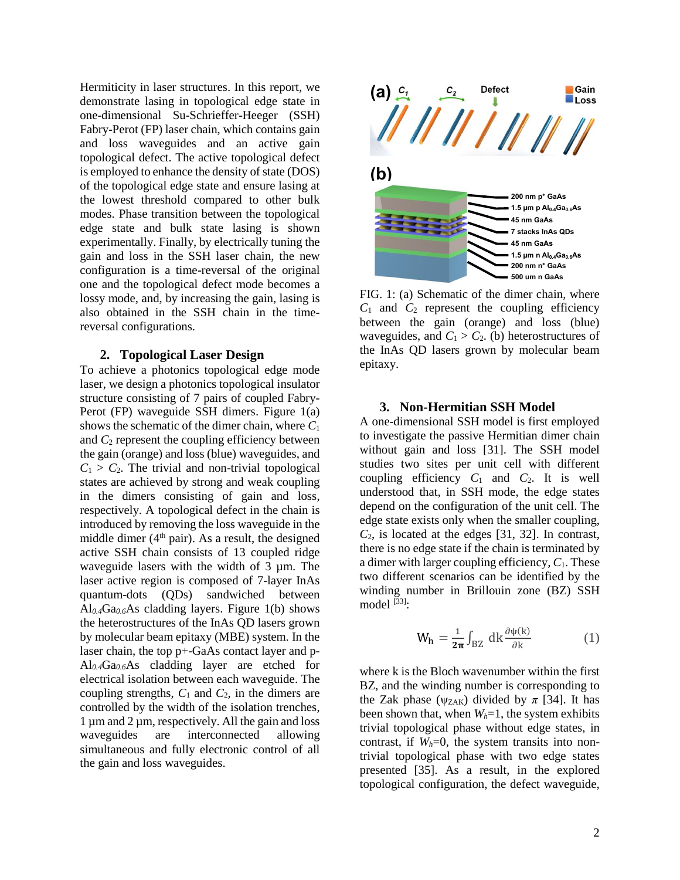Hermiticity in laser structures. In this report, we demonstrate lasing in topological edge state in one-dimensional Su-Schrieffer-Heeger (SSH) Fabry-Perot (FP) laser chain, which contains gain and loss waveguides and an active gain topological defect. The active topological defect is employed to enhance the density of state (DOS) of the topological edge state and ensure lasing at the lowest threshold compared to other bulk modes. Phase transition between the topological edge state and bulk state lasing is shown experimentally. Finally, by electrically tuning the gain and loss in the SSH laser chain, the new configuration is a time-reversal of the original one and the topological defect mode becomes a lossy mode, and, by increasing the gain, lasing is also obtained in the SSH chain in the time-reversal configurations.

## 2. Topological Laser Design

To achieve a photonics topological edge mode laser, we design a photonics topological insulator structure consisting of 7 pairs of coupled Fabry-Perot (FP) waveguide SSH dimers. Figure 1(a) shows the schematic of the dimer chain, where $C_1$ and $C_2$ represent the coupling efficiency between the gain (orange) and loss (blue) waveguides, and $C_1 > C_2$. The trivial and non-trivial topological states are achieved by strong and weak coupling in the dimers consisting of gain and loss, respectively. A topological defect in the chain is introduced by removing the loss waveguide in the middle dimer (4th pair). As a result, the designed active SSH chain consists of 13 coupled ridge waveguide lasers with the width of 3 µm. The laser active region is composed of 7-layer InAs quantum-dots (QDs) sandwiched between $Al_{0.4}Ga_{0.6}As$ cladding layers. Figure 1(b) shows the heterostructures of the InAs QD lasers grown by molecular beam epitaxy (MBE) system. In the laser chain, the top p+-GaAs contact layer and p-$Al_{0.4}Ga_{0.6}As$ cladding layer are etched for electrical isolation between each waveguide. The coupling strengths, $C_1$ and $C_2$, in the dimers are controlled by the width of the isolation trenches, 1 µm and 2 µm, respectively. All the gain and loss waveguides are interconnected allowing simultaneous and fully electronic control of all the gain and loss waveguides.

FIG. 1: (a) Schematic of the dimer chain, where $C_1$ and $C_2$ represent the coupling efficiency between the gain (orange) and loss (blue) waveguides, and $C_1 > C_2$. (b) heterostructures of the InAs QD lasers grown by molecular beam epitaxy.

## 3. Non-Hermitian SSH Model

A one-dimensional SSH model is first employed to investigate the passive Hermitian dimer chain without gain and loss [31]. The SSH model studies two sites per unit cell with different coupling efficiency $C_1$ and $C_2$. It is well understood that, in SSH mode, the edge states depend on the configuration of the unit cell. The edge state exists only when the smaller coupling, $C_2$, is located at the edges [31, 32]. In contrast, there is no edge state if the chain is terminated by a dimer with larger coupling efficiency, $C_1$. These two different scenarios can be identified by the winding number in Brillouin zone (BZ) SSH model [33]:

$$W_h = \frac{1}{2\pi}\int_{BZ} dk \frac{\partial \psi(k)}{\partial k} \quad (1)$$

where k is the Bloch wavenumber within the first BZ, and the winding number is corresponding to the Zak phase ($\psi_{ZAK}$) divided by $\pi$ [34]. It has been shown that, when $W_h$=1, the system exhibits trivial topological phase without edge states, in contrast, if $W_h$=0, the system transits into non-trivial topological phase with two edge states presented [35]. As a result, in the explored topological configuration, the defect waveguide,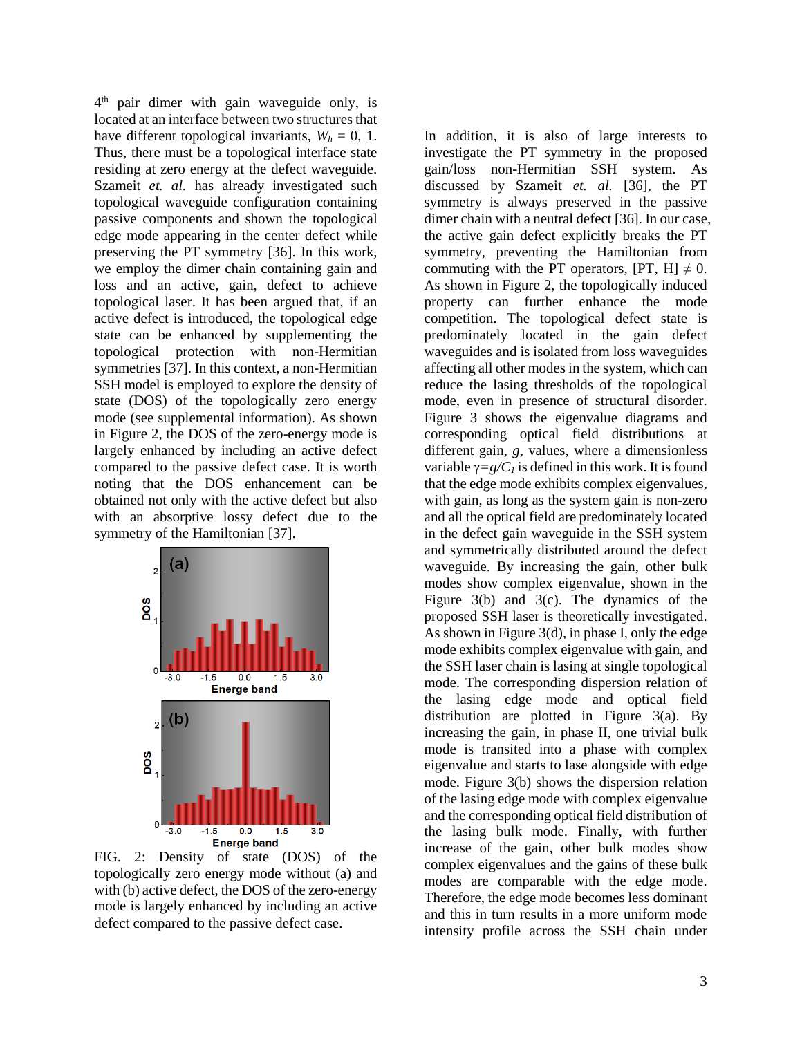4th pair dimer with gain waveguide only, is located at an interface between two structures that have different topological invariants, $W_h$ = 0, 1. Thus, there must be a topological interface state residing at zero energy at the defect waveguide. Szameit *et. al.* has already investigated such topological waveguide configuration containing passive components and shown the topological edge mode appearing in the center defect while preserving the PT symmetry [36]. In this work, we employ the dimer chain containing gain and loss and an active, gain, defect to achieve topological laser. It has been argued that, if an active defect is introduced, the topological edge state can be enhanced by supplementing the topological protection with non-Hermitian symmetries [37]. In this context, a non-Hermitian SSH model is employed to explore the density of state (DOS) of the topologically zero energy mode (see supplemental information). As shown in Figure 2, the DOS of the zero-energy mode is largely enhanced by including an active defect compared to the passive defect case. It is worth noting that the DOS enhancement can be obtained not only with the active defect but also with an absorptive lossy defect due to the symmetry of the Hamiltonian [37].

FIG. 2: Density of state (DOS) of the topologically zero energy mode without (a) and with (b) active defect, the DOS of the zero-energy mode is largely enhanced by including an active defect compared to the passive defect case.

In addition, it is also of large interests to investigate the PT symmetry in the proposed gain/loss non-Hermitian SSH system. As discussed by Szameit *et. al.* [36], the PT symmetry is always preserved in the passive dimer chain with a neutral defect [36]. In our case, the active gain defect explicitly breaks the PT symmetry, preventing the Hamiltonian from commuting with the PT operators, $[PT, H] \neq 0$. As shown in Figure 2, the topologically induced property can further enhance the mode competition. The topological defect state is predominately located in the gain defect waveguides and is isolated from loss waveguides affecting all other modes in the system, which can reduce the lasing thresholds of the topological mode, even in presence of structural disorder. Figure 3 shows the eigenvalue diagrams and corresponding optical field distributions at different gain, *g*, values, where a dimensionless variable $\gamma = g/C_1$ is defined in this work. It is found that the edge mode exhibits complex eigenvalues, with gain, as long as the system gain is non-zero and all the optical field are predominately located in the defect gain waveguide in the SSH system and symmetrically distributed around the defect waveguide. By increasing the gain, other bulk modes show complex eigenvalue, shown in the Figure 3(b) and 3(c). The dynamics of the proposed SSH laser is theoretically investigated. As shown in Figure 3(d), in phase I, only the edge mode exhibits complex eigenvalue with gain, and the SSH laser chain is lasing at single topological mode. The corresponding dispersion relation of the lasing edge mode and optical field distribution are plotted in Figure 3(a). By increasing the gain, in phase II, one trivial bulk mode is transited into a phase with complex eigenvalue and starts to lase alongside with edge mode. Figure 3(b) shows the dispersion relation of the lasing edge mode with complex eigenvalue and the corresponding optical field distribution of the lasing bulk mode. Finally, with further increase of the gain, other bulk modes show complex eigenvalues and the gains of these bulk modes are comparable with the edge mode. Therefore, the edge mode becomes less dominant and this in turn results in a more uniform mode intensity profile across the SSH chain under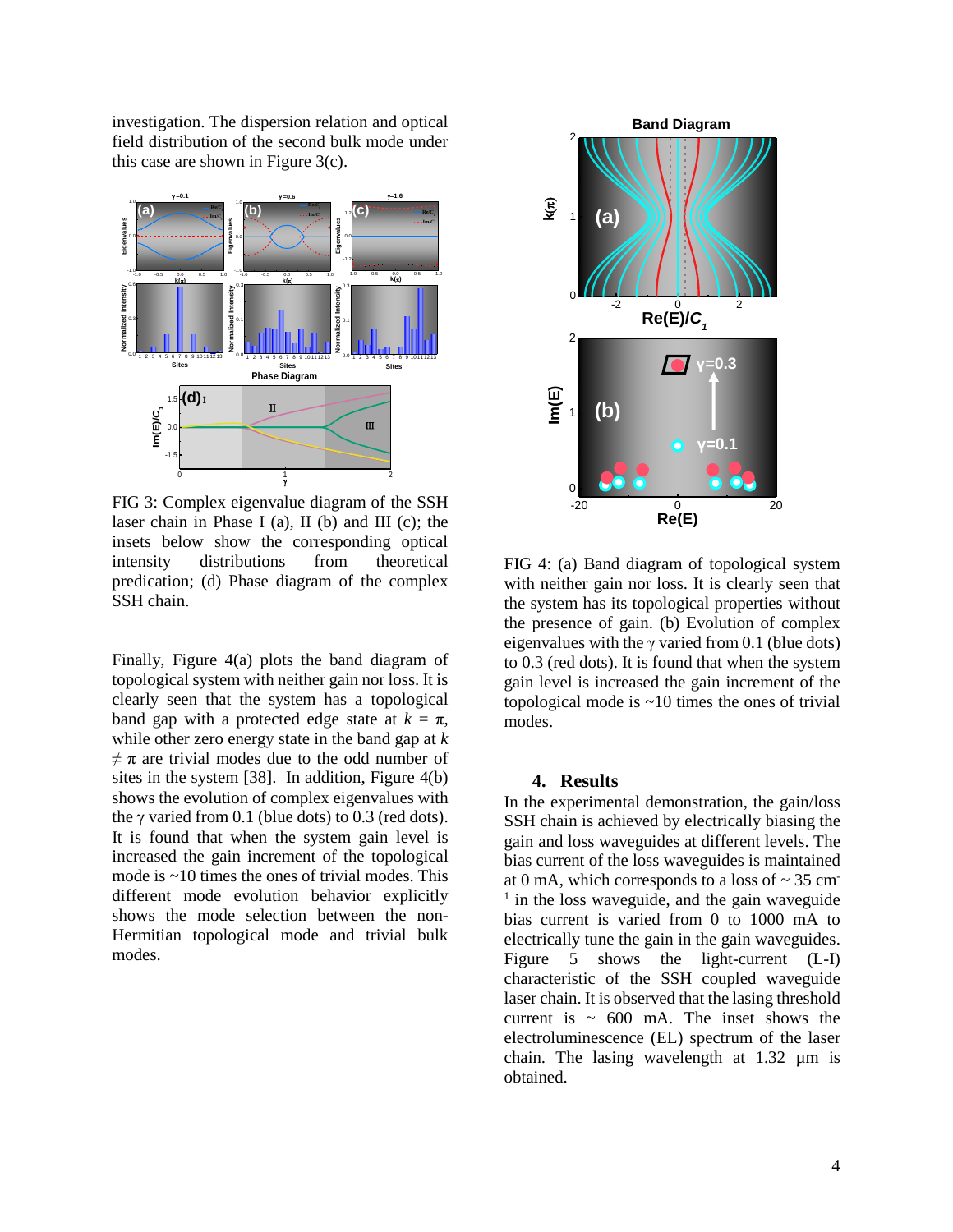investigation. The dispersion relation and optical field distribution of the second bulk mode under this case are shown in Figure 3(c).

FIG 3: Complex eigenvalue diagram of the SSH laser chain in Phase I (a), II (b) and III (c); the insets below show the corresponding optical intensity distributions from theoretical predication; (d) Phase diagram of the complex SSH chain.

Finally, Figure 4(a) plots the band diagram of topological system with neither gain nor loss. It is clearly seen that the system has a topological band gap with a protected edge state at $k = \pi$, while other zero energy state in the band gap at $k \neq \pi$ are trivial modes due to the odd number of sites in the system [38]. In addition, Figure 4(b) shows the evolution of complex eigenvalues with the $\gamma$ varied from 0.1 (blue dots) to 0.3 (red dots). It is found that when the system gain level is increased the gain increment of the topological mode is ~10 times the ones of trivial modes. This different mode evolution behavior explicitly shows the mode selection between the non-Hermitian topological mode and trivial bulk modes.

FIG 4: (a) Band diagram of topological system with neither gain nor loss. It is clearly seen that the system has its topological properties without the presence of gain. (b) Evolution of complex eigenvalues with the $\gamma$ varied from 0.1 (blue dots) to 0.3 (red dots). It is found that when the system gain level is increased the gain increment of the topological mode is ~10 times the ones of trivial modes.

## 4. Results

In the experimental demonstration, the gain/loss SSH chain is achieved by electrically biasing the gain and loss waveguides at different levels. The bias current of the loss waveguides is maintained at 0 mA, which corresponds to a loss of ~ 35 $cm^{-1}$ in the loss waveguide, and the gain waveguide bias current is varied from 0 to 1000 mA to electrically tune the gain in the gain waveguides. Figure 5 shows the light-current (L-I) characteristic of the SSH coupled waveguide laser chain. It is observed that the lasing threshold current is ~ 600 mA. The inset shows the electroluminescence (EL) spectrum of the laser chain. The lasing wavelength at 1.32 μm is obtained.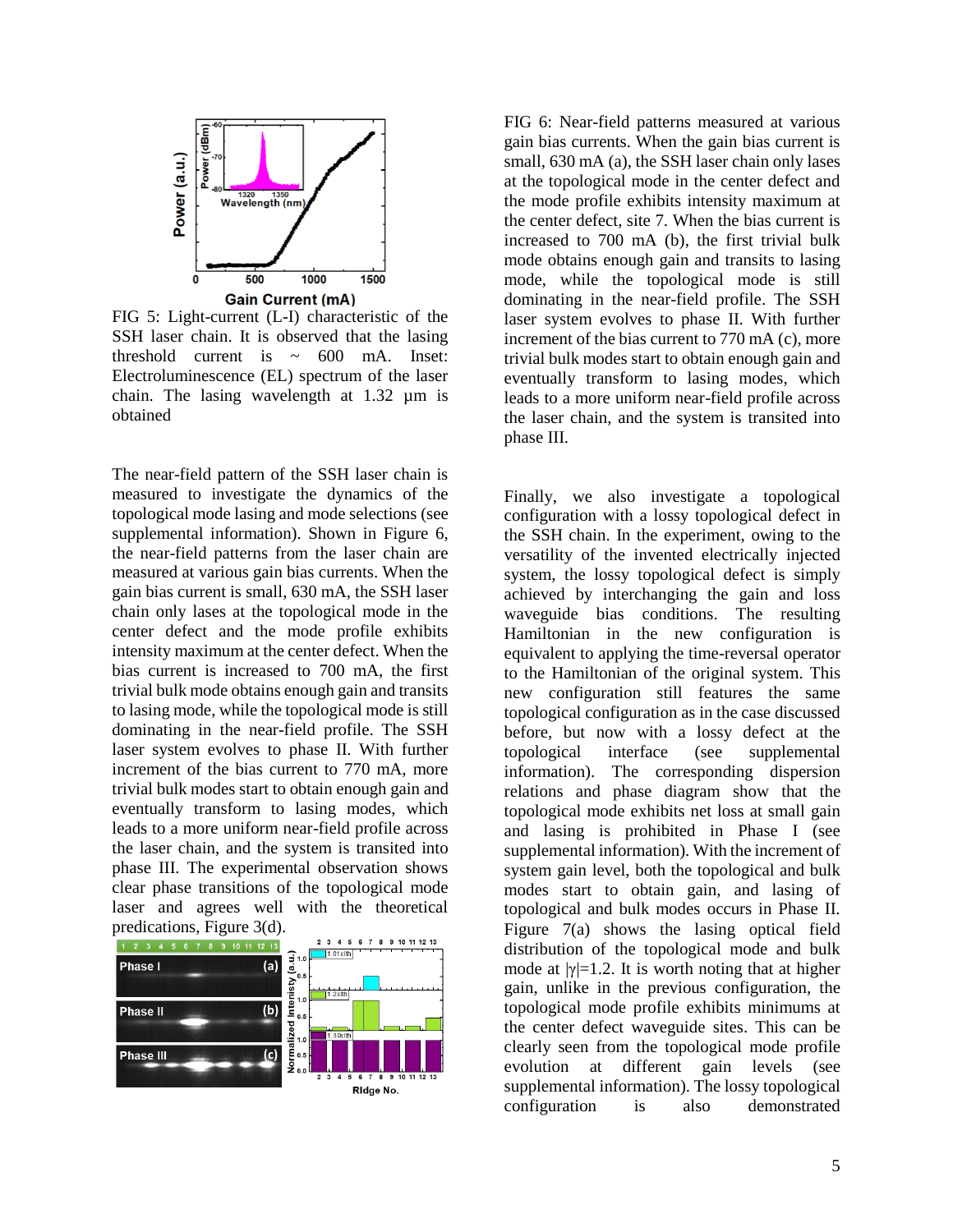FIG 5: Light-current (L-I) characteristic of the SSH laser chain. It is observed that the lasing threshold current is ~ 600 mA. Inset: Electroluminescence (EL) spectrum of the laser chain. The lasing wavelength at 1.32 μm is obtained

The near-field pattern of the SSH laser chain is measured to investigate the dynamics of the topological mode lasing and mode selections (see supplemental information). Shown in Figure 6, the near-field patterns from the laser chain are measured at various gain bias currents. When the gain bias current is small, 630 mA, the SSH laser chain only lases at the topological mode in the center defect and the mode profile exhibits intensity maximum at the center defect. When the bias current is increased to 700 mA, the first trivial bulk mode obtains enough gain and transits to lasing mode, while the topological mode is still dominating in the near-field profile. The SSH laser system evolves to phase II. With further increment of the bias current to 770 mA, more trivial bulk modes start to obtain enough gain and eventually transform to lasing modes, which leads to a more uniform near-field profile across the laser chain, and the system is transited into phase III. The experimental observation shows clear phase transitions of the topological mode laser and agrees well with the theoretical predications, Figure 3(d).

FIG 6: Near-field patterns measured at various gain bias currents. When the gain bias current is small, 630 mA (a), the SSH laser chain only lases at the topological mode in the center defect and the mode profile exhibits intensity maximum at the center defect, site 7. When the bias current is increased to 700 mA (b), the first trivial bulk mode obtains enough gain and transits to lasing mode, while the topological mode is still dominating in the near-field profile. The SSH laser system evolves to phase II. With further increment of the bias current to 770 mA (c), more trivial bulk modes start to obtain enough gain and eventually transform to lasing modes, which leads to a more uniform near-field profile across the laser chain, and the system is transited into phase III.

Finally, we also investigate a topological configuration with a lossy topological defect in the SSH chain. In the experiment, owing to the versatility of the invented electrically injected system, the lossy topological defect is simply achieved by interchanging the gain and loss waveguide bias conditions. The resulting Hamiltonian in the new configuration is equivalent to applying the time-reversal operator to the Hamiltonian of the original system. This new configuration still features the same topological configuration as in the case discussed before, but now with a lossy defect at the topological interface (see supplemental information). The corresponding dispersion relations and phase diagram show that the topological mode exhibits net loss at small gain and lasing is prohibited in Phase I (see supplemental information). With the increment of system gain level, both the topological and bulk modes start to obtain gain, and lasing of topological and bulk modes occurs in Phase II. Figure 7(a) shows the lasing optical field distribution of the topological mode and bulk mode at $|\gamma|=1.2$. It is worth noting that at higher gain, unlike in the previous configuration, the topological mode profile exhibits minimums at the center defect waveguide sites. This can be clearly seen from the topological mode profile evolution at different gain levels (see supplemental information). The lossy topological configuration is also demonstrated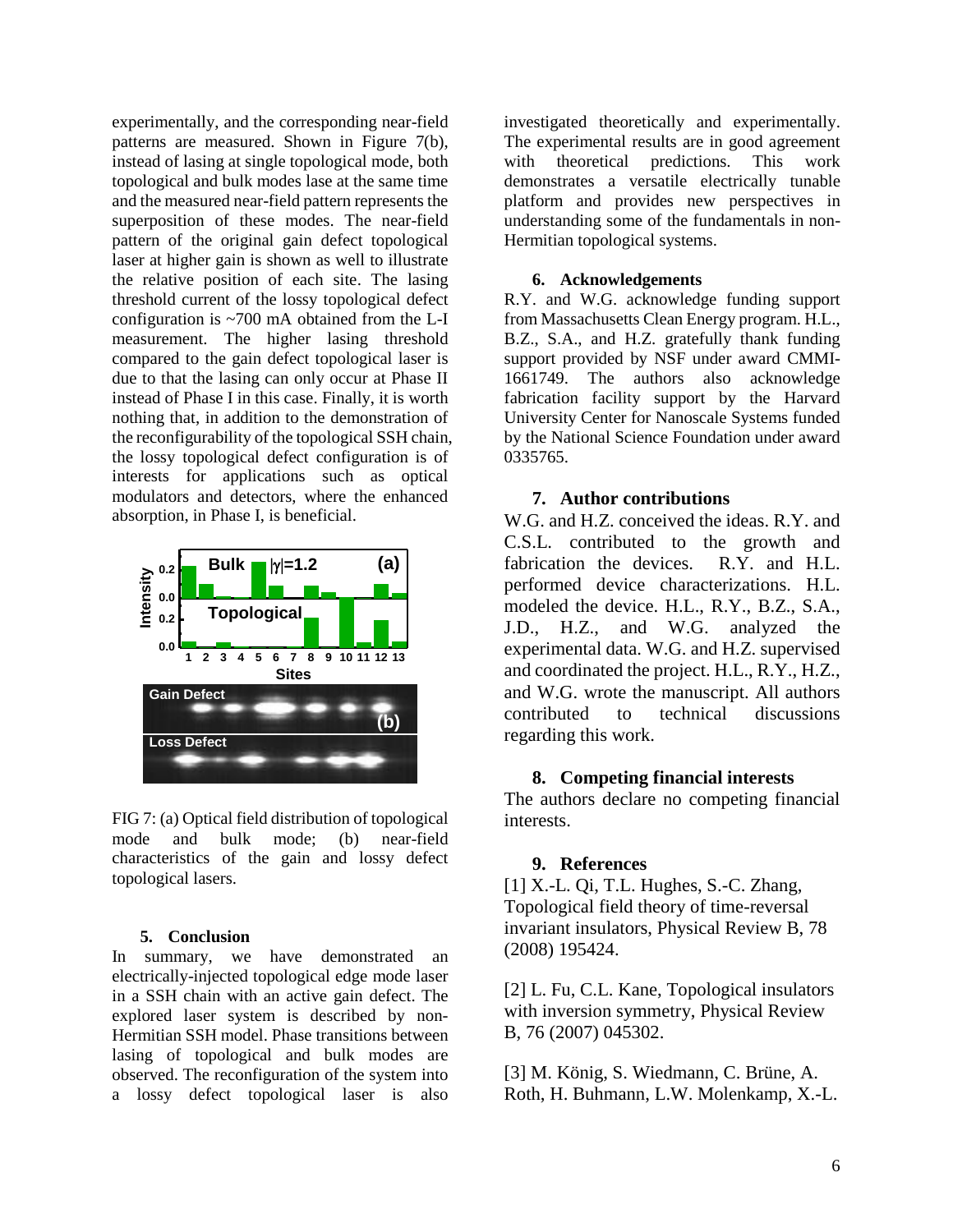experimentally, and the corresponding near-field patterns are measured. Shown in Figure 7(b), instead of lasing at single topological mode, both topological and bulk modes lase at the same time and the measured near-field pattern represents the superposition of these modes. The near-field pattern of the original gain defect topological laser at higher gain is shown as well to illustrate the relative position of each site. The lasing threshold current of the lossy topological defect configuration is ~700 mA obtained from the L-I measurement. The higher lasing threshold compared to the gain defect topological laser is due to that the lasing can only occur at Phase II instead of Phase I in this case. Finally, it is worth nothing that, in addition to the demonstration of the reconfigurability of the topological SSH chain, the lossy topological defect configuration is of interests for applications such as optical modulators and detectors, where the enhanced absorption, in Phase I, is beneficial.

FIG 7: (a) Optical field distribution of topological mode and bulk mode; (b) near-field characteristics of the gain and lossy defect topological lasers.

## 5. Conclusion

In summary, we have demonstrated an electrically-injected topological edge mode laser in a SSH chain with an active gain defect. The explored laser system is described by non-Hermitian SSH model. Phase transitions between lasing of topological and bulk modes are observed. The reconfiguration of the system into a lossy defect topological laser is also investigated theoretically and experimentally. The experimental results are in good agreement with theoretical predictions. This work demonstrates a versatile electrically tunable platform and provides new perspectives in understanding some of the fundamentals in non-Hermitian topological systems.

## 6. Acknowledgements

R.Y. and W.G. acknowledge funding support from Massachusetts Clean Energy program. H.L., B.Z., S.A., and H.Z. gratefully thank funding support provided by NSF under award CMMI-1661749. The authors also acknowledge fabrication facility support by the Harvard University Center for Nanoscale Systems funded by the National Science Foundation under award 0335765.

## 7. Author contributions

W.G. and H.Z. conceived the ideas. R.Y. and C.S.L. contributed to the growth and fabrication the devices. R.Y. and H.L. performed device characterizations. H.L. modeled the device. H.L., R.Y., B.Z., S.A., J.D., H.Z., and W.G. analyzed the experimental data. W.G. and H.Z. supervised and coordinated the project. H.L., R.Y., H.Z., and W.G. wrote the manuscript. All authors contributed to technical discussions regarding this work.

## 8. Competing financial interests

The authors declare no competing financial interests.

## 9. References

[1] X.-L. Qi, T.L. Hughes, S.-C. Zhang, Topological field theory of time-reversal invariant insulators, Physical Review B, 78 (2008) 195424.

[2] L. Fu, C.L. Kane, Topological insulators with inversion symmetry, Physical Review B, 76 (2007) 045302.

[3] M. König, S. Wiedmann, C. Brüne, A. Roth, H. Buhmann, L.W. Molenkamp, X.-L.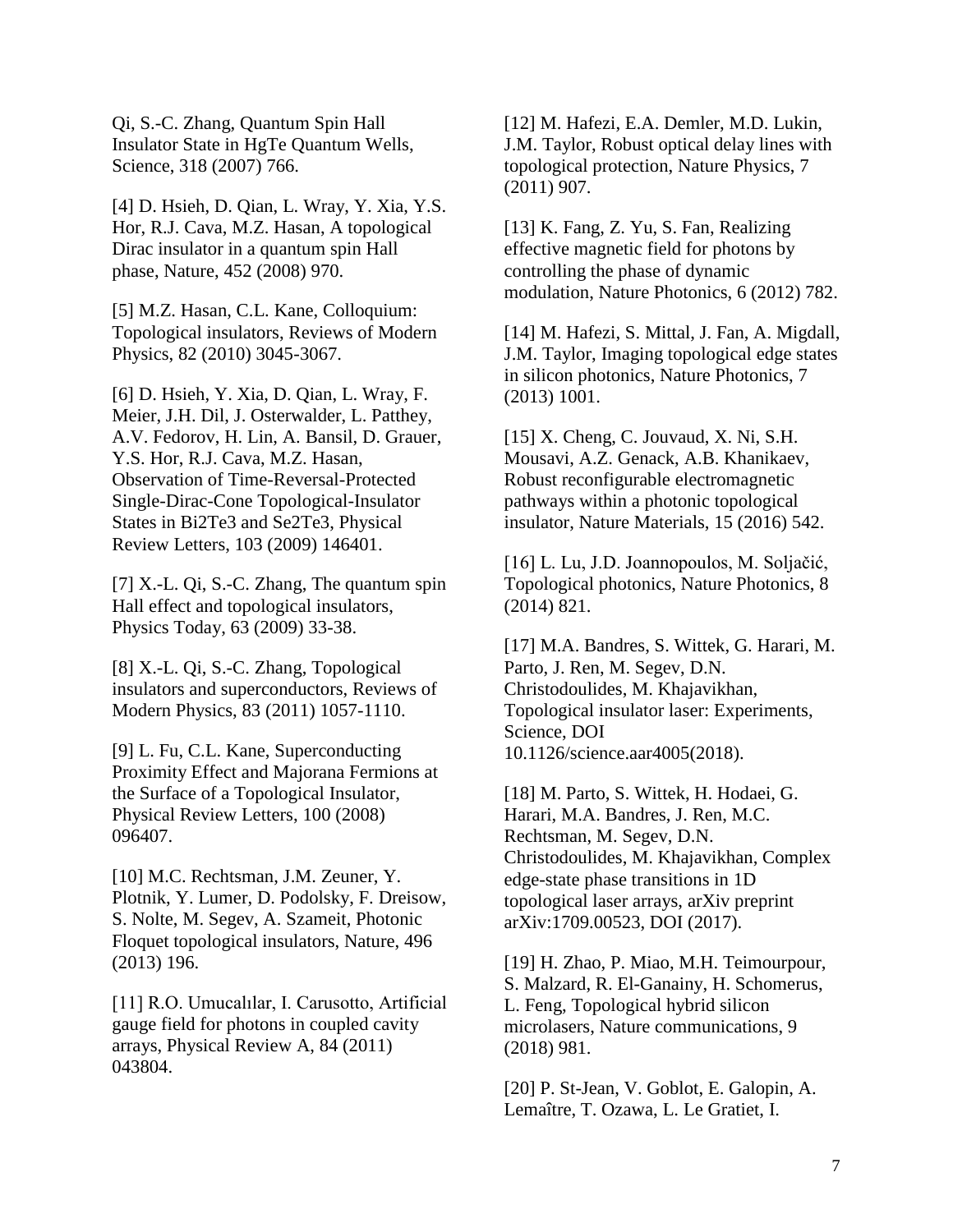Qi, S.-C. Zhang, Quantum Spin Hall Insulator State in HgTe Quantum Wells, Science, 318 (2007) 766.

[4] D. Hsieh, D. Qian, L. Wray, Y. Xia, Y.S. Hor, R.J. Cava, M.Z. Hasan, A topological Dirac insulator in a quantum spin Hall phase, Nature, 452 (2008) 970.

[5] M.Z. Hasan, C.L. Kane, Colloquium: Topological insulators, Reviews of Modern Physics, 82 (2010) 3045-3067.

[6] D. Hsieh, Y. Xia, D. Qian, L. Wray, F. Meier, J.H. Dil, J. Osterwalder, L. Patthey, A.V. Fedorov, H. Lin, A. Bansil, D. Grauer, Y.S. Hor, R.J. Cava, M.Z. Hasan, Observation of Time-Reversal-Protected Single-Dirac-Cone Topological-Insulator States in Bi2Te3 and Se2Te3, Physical Review Letters, 103 (2009) 146401.

[7] X.-L. Qi, S.-C. Zhang, The quantum spin Hall effect and topological insulators, Physics Today, 63 (2009) 33-38.

[8] X.-L. Qi, S.-C. Zhang, Topological insulators and superconductors, Reviews of Modern Physics, 83 (2011) 1057-1110.

[9] L. Fu, C.L. Kane, Superconducting Proximity Effect and Majorana Fermions at the Surface of a Topological Insulator, Physical Review Letters, 100 (2008) 096407.

[10] M.C. Rechtsman, J.M. Zeuner, Y. Plotnik, Y. Lumer, D. Podolsky, F. Dreisow, S. Nolte, M. Segev, A. Szameit, Photonic Floquet topological insulators, Nature, 496 (2013) 196.

[11] R.O. Umucalılar, I. Carusotto, Artificial gauge field for photons in coupled cavity arrays, Physical Review A, 84 (2011) 043804.

[12] M. Hafezi, E.A. Demler, M.D. Lukin, J.M. Taylor, Robust optical delay lines with topological protection, Nature Physics, 7 (2011) 907.

[13] K. Fang, Z. Yu, S. Fan, Realizing effective magnetic field for photons by controlling the phase of dynamic modulation, Nature Photonics, 6 (2012) 782.

[14] M. Hafezi, S. Mittal, J. Fan, A. Migdall, J.M. Taylor, Imaging topological edge states in silicon photonics, Nature Photonics, 7 (2013) 1001.

[15] X. Cheng, C. Jouvaud, X. Ni, S.H. Mousavi, A.Z. Genack, A.B. Khanikaev, Robust reconfigurable electromagnetic pathways within a photonic topological insulator, Nature Materials, 15 (2016) 542.

[16] L. Lu, J.D. Joannopoulos, M. Soljačić, Topological photonics, Nature Photonics, 8 (2014) 821.

[17] M.A. Bandres, S. Wittek, G. Harari, M. Parto, J. Ren, M. Segev, D.N. Christodoulides, M. Khajavikhan, Topological insulator laser: Experiments, Science, DOI 10.1126/science.aar4005(2018).

[18] M. Parto, S. Wittek, H. Hodaei, G. Harari, M.A. Bandres, J. Ren, M.C. Rechtsman, M. Segev, D.N. Christodoulides, M. Khajavikhan, Complex edge-state phase transitions in 1D topological laser arrays, arXiv preprint arXiv:1709.00523, DOI (2017).

[19] H. Zhao, P. Miao, M.H. Teimourpour, S. Malzard, R. El-Ganainy, H. Schomerus, L. Feng, Topological hybrid silicon microlasers, Nature communications, 9 (2018) 981.

[20] P. St-Jean, V. Goblot, E. Galopin, A. Lemaître, T. Ozawa, L. Le Gratiet, I.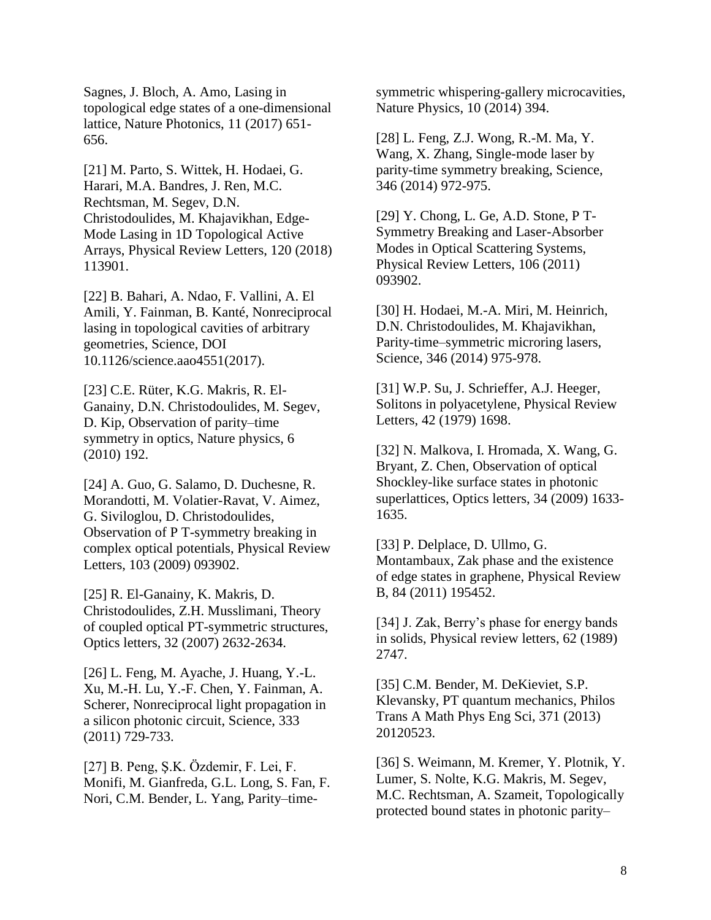Sagnes, J. Bloch, A. Amo, Lasing in topological edge states of a one-dimensional lattice, Nature Photonics, 11 (2017) 651-656.

[21] M. Parto, S. Wittek, H. Hodaei, G. Harari, M.A. Bandres, J. Ren, M.C. Rechtsman, M. Segev, D.N. Christodoulides, M. Khajavikhan, Edge-Mode Lasing in 1D Topological Active Arrays, Physical Review Letters, 120 (2018) 113901.

[22] B. Bahari, A. Ndao, F. Vallini, A. El Amili, Y. Fainman, B. Kanté, Nonreciprocal lasing in topological cavities of arbitrary geometries, Science, DOI 10.1126/science.aao4551(2017).

[23] C.E. Rüter, K.G. Makris, R. El-Ganainy, D.N. Christodoulides, M. Segev, D. Kip, Observation of parity–time symmetry in optics, Nature physics, 6 (2010) 192.

[24] A. Guo, G. Salamo, D. Duchesne, R. Morandotti, M. Volatier-Ravat, V. Aimez, G. Siviloglou, D. Christodoulides, Observation of P T-symmetry breaking in complex optical potentials, Physical Review Letters, 103 (2009) 093902.

[25] R. El-Ganainy, K. Makris, D. Christodoulides, Z.H. Musslimani, Theory of coupled optical PT-symmetric structures, Optics letters, 32 (2007) 2632-2634.

[26] L. Feng, M. Ayache, J. Huang, Y.-L. Xu, M.-H. Lu, Y.-F. Chen, Y. Fainman, A. Scherer, Nonreciprocal light propagation in a silicon photonic circuit, Science, 333 (2011) 729-733.

[27] B. Peng, Ş.K. Özdemir, F. Lei, F. Monifi, M. Gianfreda, G.L. Long, S. Fan, F. Nori, C.M. Bender, L. Yang, Parity–time-symmetric whispering-gallery microcavities, Nature Physics, 10 (2014) 394.

[28] L. Feng, Z.J. Wong, R.-M. Ma, Y. Wang, X. Zhang, Single-mode laser by parity-time symmetry breaking, Science, 346 (2014) 972-975.

[29] Y. Chong, L. Ge, A.D. Stone, P T-Symmetry Breaking and Laser-Absorber Modes in Optical Scattering Systems, Physical Review Letters, 106 (2011) 093902.

[30] H. Hodaei, M.-A. Miri, M. Heinrich, D.N. Christodoulides, M. Khajavikhan, Parity-time–symmetric microring lasers, Science, 346 (2014) 975-978.

[31] W.P. Su, J. Schrieffer, A.J. Heeger, Solitons in polyacetylene, Physical Review Letters, 42 (1979) 1698.

[32] N. Malkova, I. Hromada, X. Wang, G. Bryant, Z. Chen, Observation of optical Shockley-like surface states in photonic superlattices, Optics letters, 34 (2009) 1633-1635.

[33] P. Delplace, D. Ullmo, G. Montambaux, Zak phase and the existence of edge states in graphene, Physical Review B, 84 (2011) 195452.

[34] J. Zak, Berry's phase for energy bands in solids, Physical review letters, 62 (1989) 2747.

[35] C.M. Bender, M. DeKieviet, S.P. Klevansky, PT quantum mechanics, Philos Trans A Math Phys Eng Sci, 371 (2013) 20120523.

[36] S. Weimann, M. Kremer, Y. Plotnik, Y. Lumer, S. Nolte, K.G. Makris, M. Segev, M.C. Rechtsman, A. Szameit, Topologically protected bound states in photonic parity–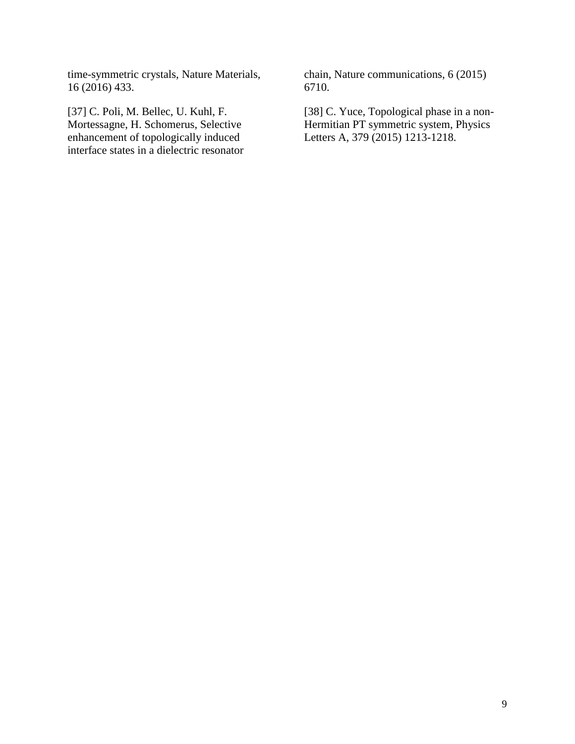time-symmetric crystals, Nature Materials, 16 (2016) 433.

[37] C. Poli, M. Bellec, U. Kuhl, F. Mortessagne, H. Schomerus, Selective enhancement of topologically induced interface states in a dielectric resonator chain, Nature communications, 6 (2015) 6710.

[38] C. Yuce, Topological phase in a non-Hermitian PT symmetric system, Physics Letters A, 379 (2015) 1213-1218.